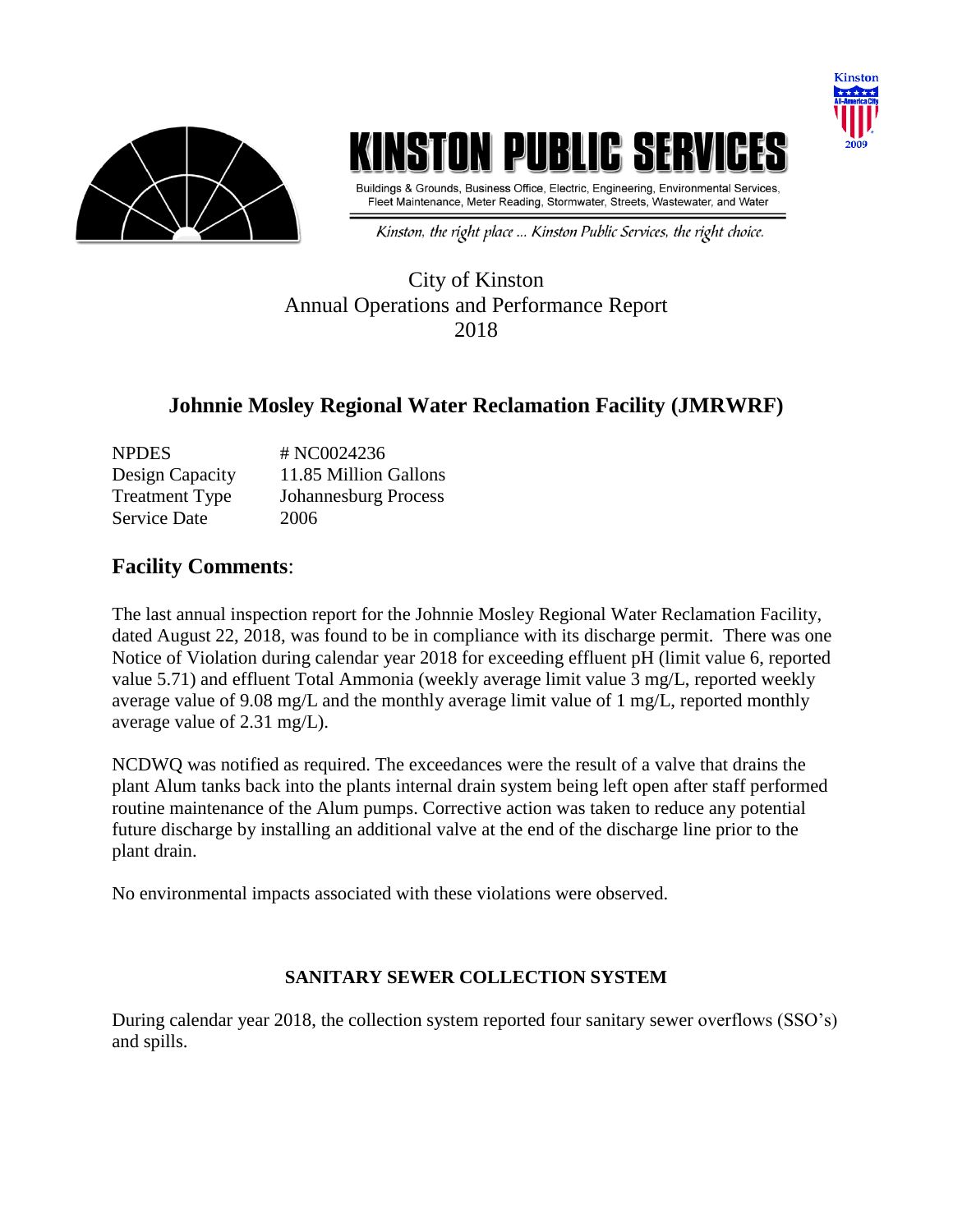# KINSTON PUBLIC SERVICES

Buildings & Grounds, Business Office, Electric, Engineering, Environmental Services, Fleet Maintenance, Meter Reading, Stormwater, Streets, Wastewater, and Water

*Kinston, the right place ... Kinston Public Services, the right choice.*

City of Kinston
Annual Operations and Performance Report
2018

## Johnnie Mosley Regional Water Reclamation Facility (JMRWRF)

| | |
|---|---|
| NPDES | # NC0024236 |
| Design Capacity | 11.85 Million Gallons |
| Treatment Type | Johannesburg Process |
| Service Date | 2006 |

## Facility Comments:

The last annual inspection report for the Johnnie Mosley Regional Water Reclamation Facility, dated August 22, 2018, was found to be in compliance with its discharge permit. There was one Notice of Violation during calendar year 2018 for exceeding effluent pH (limit value 6, reported value 5.71) and effluent Total Ammonia (weekly average limit value 3 mg/L, reported weekly average value of 9.08 mg/L and the monthly average limit value of 1 mg/L, reported monthly average value of 2.31 mg/L).

NCDWQ was notified as required. The exceedances were the result of a valve that drains the plant Alum tanks back into the plants internal drain system being left open after staff performed routine maintenance of the Alum pumps. Corrective action was taken to reduce any potential future discharge by installing an additional valve at the end of the discharge line prior to the plant drain.

No environmental impacts associated with these violations were observed.

### SANITARY SEWER COLLECTION SYSTEM

During calendar year 2018, the collection system reported four sanitary sewer overflows (SSO's) and spills.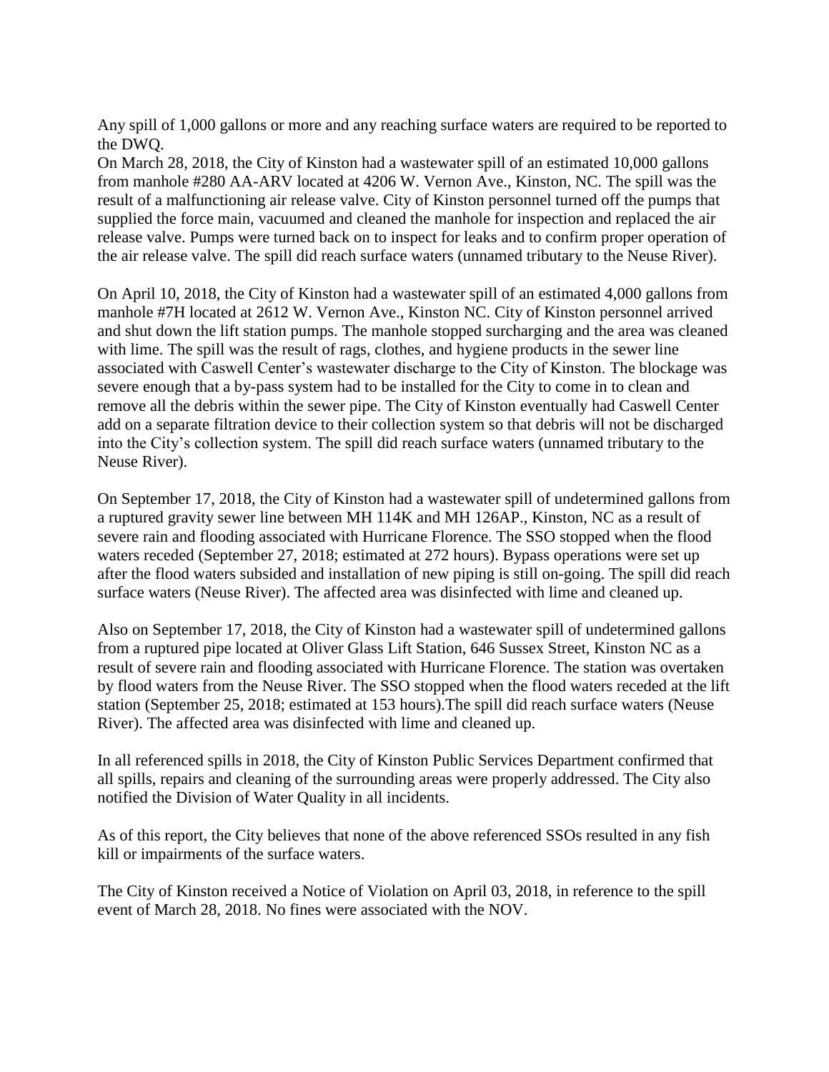Any spill of 1,000 gallons or more and any reaching surface waters are required to be reported to the DWQ.

On March 28, 2018, the City of Kinston had a wastewater spill of an estimated 10,000 gallons from manhole #280 AA-ARV located at 4206 W. Vernon Ave., Kinston, NC. The spill was the result of a malfunctioning air release valve. City of Kinston personnel turned off the pumps that supplied the force main, vacuumed and cleaned the manhole for inspection and replaced the air release valve. Pumps were turned back on to inspect for leaks and to confirm proper operation of the air release valve. The spill did reach surface waters (unnamed tributary to the Neuse River).

On April 10, 2018, the City of Kinston had a wastewater spill of an estimated 4,000 gallons from manhole #7H located at 2612 W. Vernon Ave., Kinston NC. City of Kinston personnel arrived and shut down the lift station pumps. The manhole stopped surcharging and the area was cleaned with lime. The spill was the result of rags, clothes, and hygiene products in the sewer line associated with Caswell Center's wastewater discharge to the City of Kinston. The blockage was severe enough that a by-pass system had to be installed for the City to come in to clean and remove all the debris within the sewer pipe. The City of Kinston eventually had Caswell Center add on a separate filtration device to their collection system so that debris will not be discharged into the City's collection system. The spill did reach surface waters (unnamed tributary to the Neuse River).

On September 17, 2018, the City of Kinston had a wastewater spill of undetermined gallons from a ruptured gravity sewer line between MH 114K and MH 126AP., Kinston, NC as a result of severe rain and flooding associated with Hurricane Florence. The SSO stopped when the flood waters receded (September 27, 2018; estimated at 272 hours). Bypass operations were set up after the flood waters subsided and installation of new piping is still on-going. The spill did reach surface waters (Neuse River). The affected area was disinfected with lime and cleaned up.

Also on September 17, 2018, the City of Kinston had a wastewater spill of undetermined gallons from a ruptured pipe located at Oliver Glass Lift Station, 646 Sussex Street, Kinston NC as a result of severe rain and flooding associated with Hurricane Florence. The station was overtaken by flood waters from the Neuse River. The SSO stopped when the flood waters receded at the lift station (September 25, 2018; estimated at 153 hours).The spill did reach surface waters (Neuse River). The affected area was disinfected with lime and cleaned up.

In all referenced spills in 2018, the City of Kinston Public Services Department confirmed that all spills, repairs and cleaning of the surrounding areas were properly addressed. The City also notified the Division of Water Quality in all incidents.

As of this report, the City believes that none of the above referenced SSOs resulted in any fish kill or impairments of the surface waters.

The City of Kinston received a Notice of Violation on April 03, 2018, in reference to the spill event of March 28, 2018. No fines were associated with the NOV.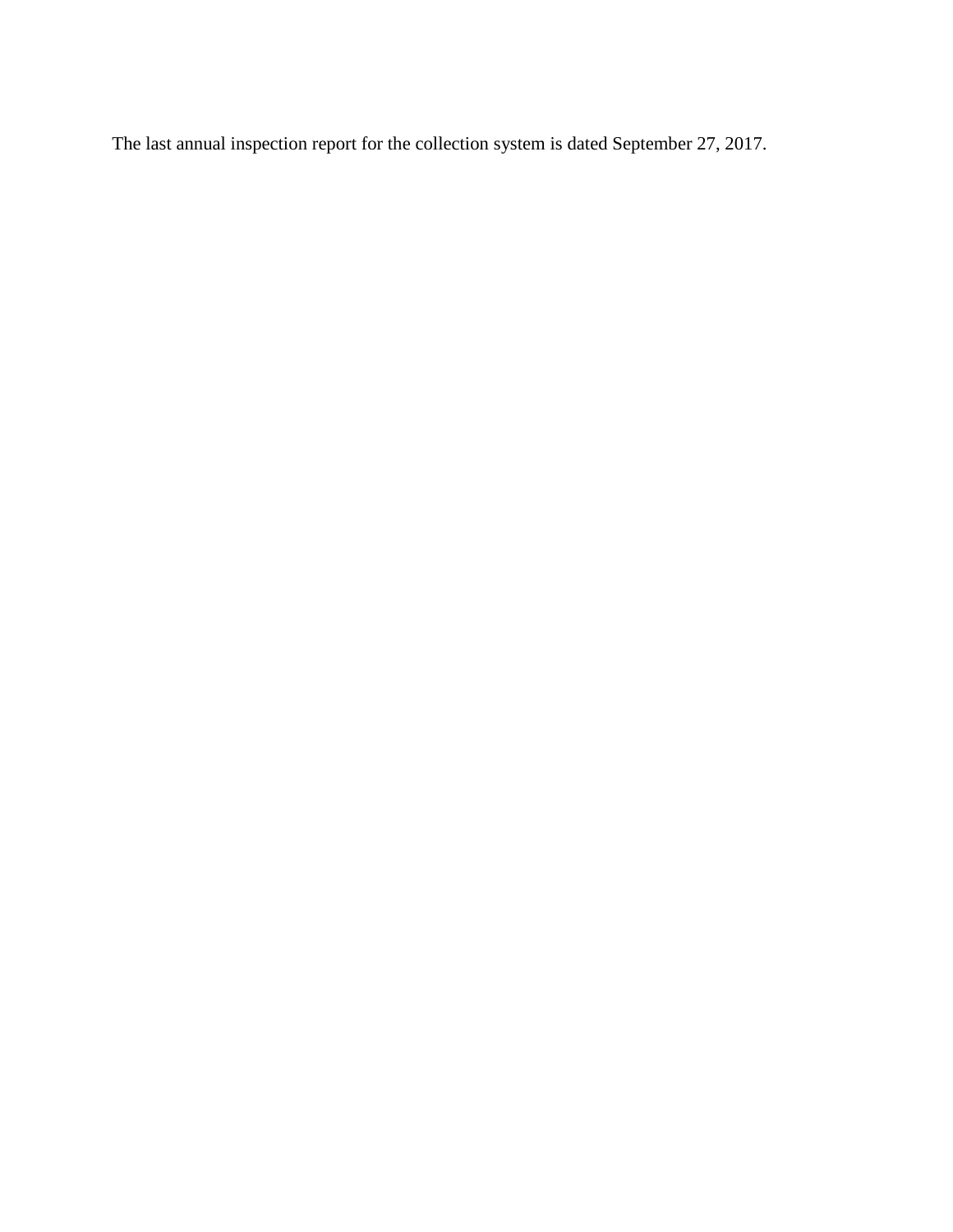The last annual inspection report for the collection system is dated September 27, 2017.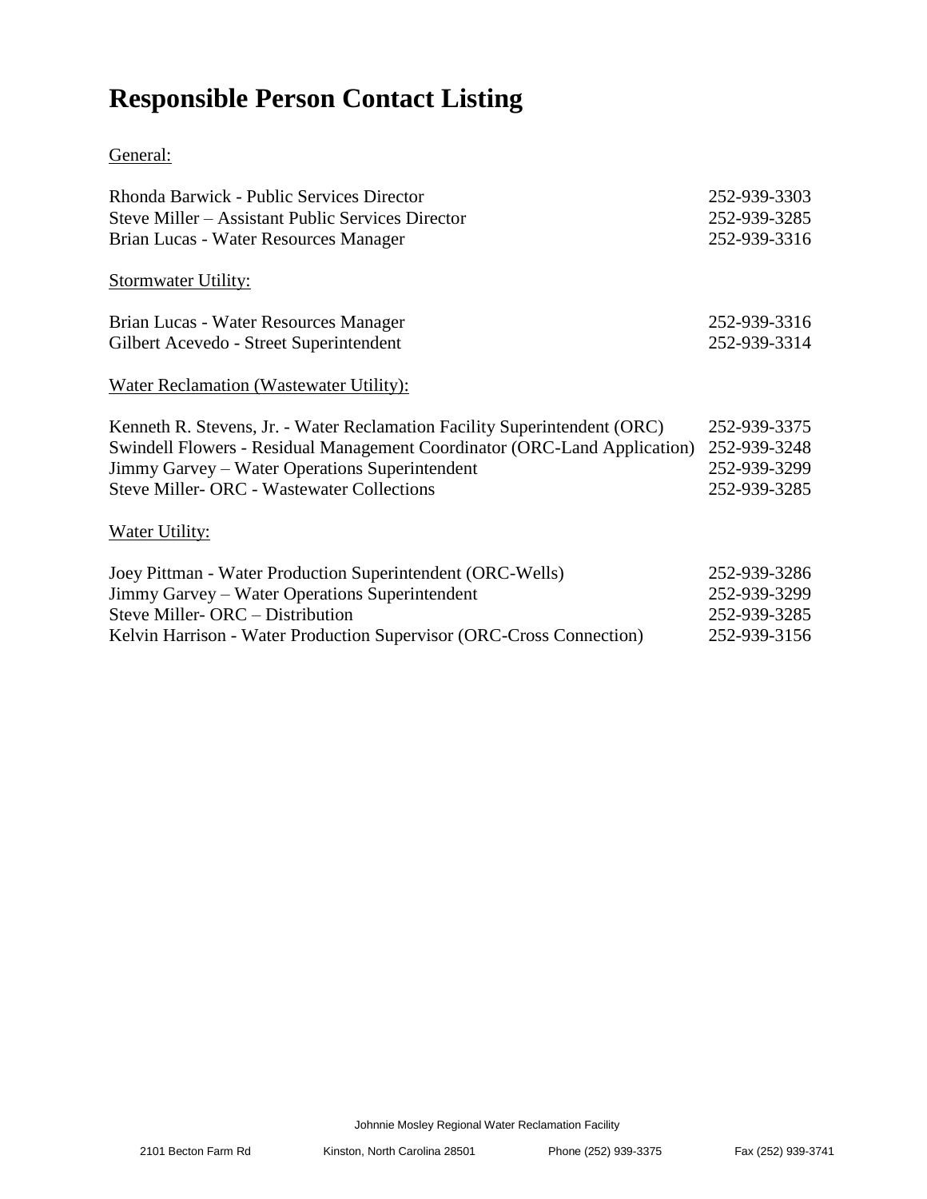# Responsible Person Contact Listing

General:

| | |
|---|---|
| Rhonda Barwick - Public Services Director | 252-939-3303 |
| Steve Miller – Assistant Public Services Director | 252-939-3285 |
| Brian Lucas - Water Resources Manager | 252-939-3316 |

Stormwater Utility:

| | |
|---|---|
| Brian Lucas - Water Resources Manager | 252-939-3316 |
| Gilbert Acevedo - Street Superintendent | 252-939-3314 |

Water Reclamation (Wastewater Utility):

| | |
|---|---|
| Kenneth R. Stevens, Jr. - Water Reclamation Facility Superintendent (ORC) | 252-939-3375 |
| Swindell Flowers - Residual Management Coordinator (ORC-Land Application) | 252-939-3248 |
| Jimmy Garvey – Water Operations Superintendent | 252-939-3299 |
| Steve Miller- ORC - Wastewater Collections | 252-939-3285 |

Water Utility:

| | |
|---|---|
| Joey Pittman - Water Production Superintendent (ORC-Wells) | 252-939-3286 |
| Jimmy Garvey – Water Operations Superintendent | 252-939-3299 |
| Steve Miller- ORC – Distribution | 252-939-3285 |
| Kelvin Harrison - Water Production Supervisor (ORC-Cross Connection) | 252-939-3156 |

Johnnie Mosley Regional Water Reclamation Facility

2101 Becton Farm Rd Kinston, North Carolina 28501 Phone (252) 939-3375 Fax (252) 939-3741